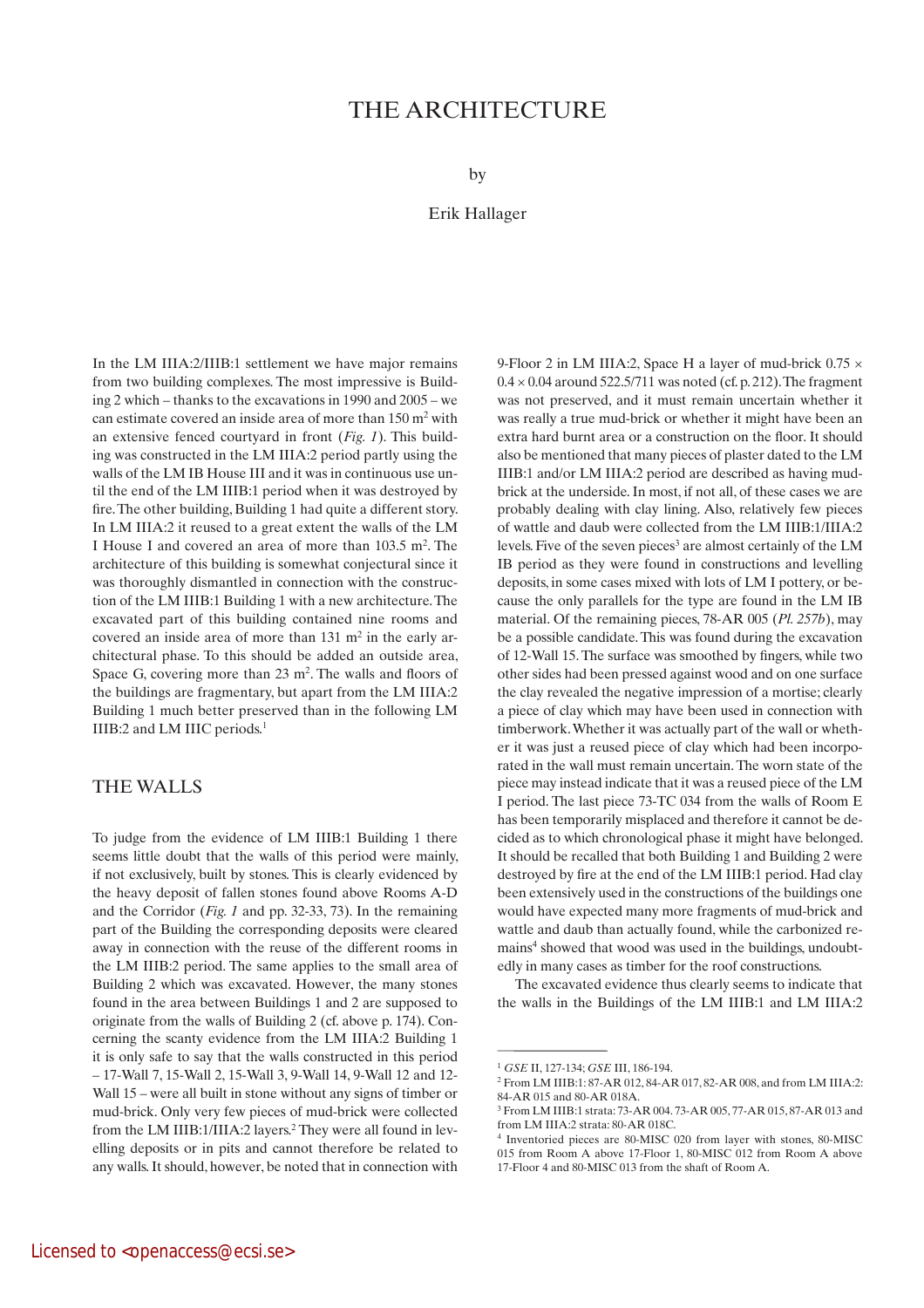# THE ARCHITECTURE

by

Erik Hallager

In the LM IIIA:2/IIIB:1 settlement we have major remains from two building complexes. The most impressive is Building 2 which – thanks to the excavations in 1990 and 2005 – we can estimate covered an inside area of more than 150 $m^2$ with an extensive fenced courtyard in front (*Fig. 1*). This building was constructed in the LM IIIA:2 period partly using the walls of the LM IB House III and it was in continuous use until the end of the LM IIIB:1 period when it was destroyed by fire. The other building, Building 1 had quite a different story. In LM IIIA:2 it reused to a great extent the walls of the LM I House I and covered an area of more than 103.5 $m^2$. The architecture of this building is somewhat conjectural since it was thoroughly dismantled in connection with the construction of the LM IIIB:1 Building 1 with a new architecture. The excavated part of this building contained nine rooms and covered an inside area of more than 131 $m^2$ in the early architectural phase. To this should be added an outside area, Space G, covering more than 23 $m^2$. The walls and floors of the buildings are fragmentary, but apart from the LM IIIA:2 Building 1 much better preserved than in the following LM IIIB:2 and LM IIIC periods.[1]

## THE WALLS

To judge from the evidence of LM IIIB:1 Building 1 there seems little doubt that the walls of this period were mainly, if not exclusively, built by stones. This is clearly evidenced by the heavy deposit of fallen stones found above Rooms A-D and the Corridor (*Fig. 1* and pp. 32-33, 73). In the remaining part of the Building the corresponding deposits were cleared away in connection with the reuse of the different rooms in the LM IIIB:2 period. The same applies to the small area of Building 2 which was excavated. However, the many stones found in the area between Buildings 1 and 2 are supposed to originate from the walls of Building 2 (cf. above p. 174). Concerning the scanty evidence from the LM IIIA:2 Building 1 it is only safe to say that the walls constructed in this period – 17-Wall 7, 15-Wall 2, 15-Wall 3, 9-Wall 14, 9-Wall 12 and 12-Wall 15 – were all built in stone without any signs of timber or mud-brick. Only very few pieces of mud-brick were collected from the LM IIIB:1/IIIA:2 layers.[2] They were all found in levelling deposits or in pits and cannot therefore be related to any walls. It should, however, be noted that in connection with 9-Floor 2 in LM IIIA:2, Space H a layer of mud-brick 0.75 × 0.4 × 0.04 around 522.5/711 was noted (cf. p. 212). The fragment was not preserved, and it must remain uncertain whether it was really a true mud-brick or whether it might have been an extra hard burnt area or a construction on the floor. It should also be mentioned that many pieces of plaster dated to the LM IIIB:1 and/or LM IIIA:2 period are described as having mud-brick at the underside. In most, if not all, of these cases we are probably dealing with clay lining. Also, relatively few pieces of wattle and daub were collected from the LM IIIB:1/IIIA:2 levels. Five of the seven pieces[3] are almost certainly of the LM IB period as they were found in constructions and levelling deposits, in some cases mixed with lots of LM I pottery, or because the only parallels for the type are found in the LM IB material. Of the remaining pieces, 78-AR 005 (*Pl. 257b*), may be a possible candidate. This was found during the excavation of 12-Wall 15. The surface was smoothed by fingers, while two other sides had been pressed against wood and on one surface the clay revealed the negative impression of a mortise; clearly a piece of clay which may have been used in connection with timberwork. Whether it was actually part of the wall or whether it was just a reused piece of clay which had been incorporated in the wall must remain uncertain. The worn state of the piece may instead indicate that it was a reused piece of the LM I period. The last piece 73-TC 034 from the walls of Room E has been temporarily misplaced and therefore it cannot be decided as to which chronological phase it might have belonged. It should be recalled that both Building 1 and Building 2 were destroyed by fire at the end of the LM IIIB:1 period. Had clay been extensively used in the constructions of the buildings one would have expected many more fragments of mud-brick and wattle and daub than actually found, while the carbonized remains[4] showed that wood was used in the buildings, undoubtedly in many cases as timber for the roof constructions.

The excavated evidence thus clearly seems to indicate that the walls in the Buildings of the LM IIIB:1 and LM IIIA:2

---

[1] *GSE* II, 127-134; *GSE* III, 186-194.

[2] From LM IIIB:1: 87-AR 012, 84-AR 017, 82-AR 008, and from LM IIIA:2: 84-AR 015 and 80-AR 018A.

[3] From LM IIIB:1 strata: 73-AR 004. 73-AR 005, 77-AR 015, 87-AR 013 and from LM IIIA:2 strata: 80-AR 018C.

[4] Inventoried pieces are 80-MISC 020 from layer with stones, 80-MISC 015 from Room A above 17-Floor 1, 80-MISC 012 from Room A above 17-Floor 4 and 80-MISC 013 from the shaft of Room A.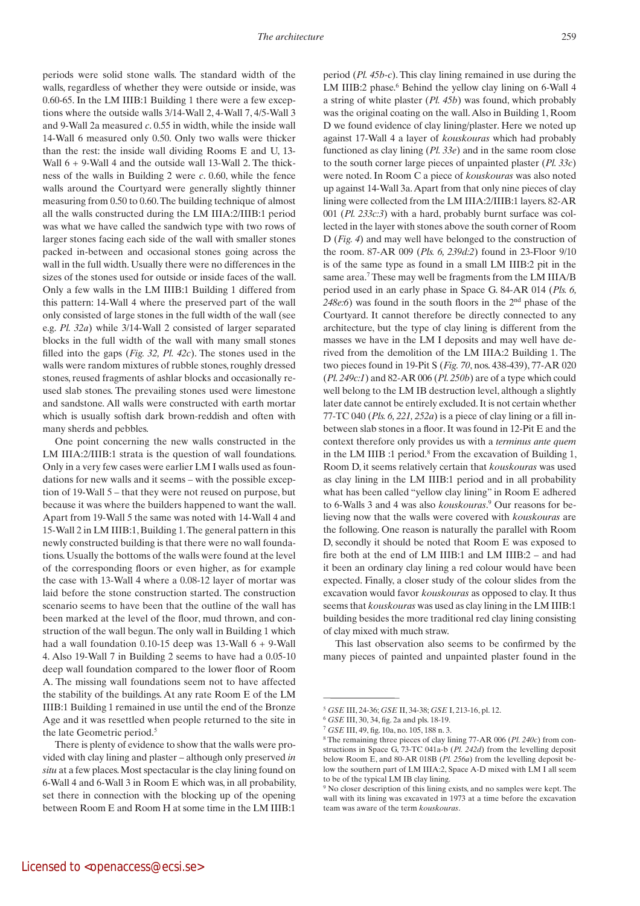periods were solid stone walls. The standard width of the walls, regardless of whether they were outside or inside, was 0.60-65. In the LM IIIB:1 Building 1 there were a few exceptions where the outside walls 3/14-Wall 2, 4-Wall 7, 4/5-Wall 3 and 9-Wall 2a measured *c*. 0.55 in width, while the inside wall 14-Wall 6 measured only 0.50. Only two walls were thicker than the rest: the inside wall dividing Rooms E and U, 13-Wall 6 + 9-Wall 4 and the outside wall 13-Wall 2. The thickness of the walls in Building 2 were *c*. 0.60, while the fence walls around the Courtyard were generally slightly thinner measuring from 0.50 to 0.60. The building technique of almost all the walls constructed during the LM IIIA:2/IIIB:1 period was what we have called the sandwich type with two rows of larger stones facing each side of the wall with smaller stones packed in-between and occasional stones going across the wall in the full width. Usually there were no differences in the sizes of the stones used for outside or inside faces of the wall. Only a few walls in the LM IIIB:1 Building 1 differed from this pattern: 14-Wall 4 where the preserved part of the wall only consisted of large stones in the full width of the wall (see e.g. *Pl. 32a*) while 3/14-Wall 2 consisted of larger separated blocks in the full width of the wall with many small stones filled into the gaps (*Fig. 32, Pl. 42c*). The stones used in the walls were random mixtures of rubble stones, roughly dressed stones, reused fragments of ashlar blocks and occasionally reused slab stones. The prevailing stones used were limestone and sandstone. All walls were constructed with earth mortar which is usually softish dark brown-reddish and often with many sherds and pebbles.

One point concerning the new walls constructed in the LM IIIA:2/IIIB:1 strata is the question of wall foundations. Only in a very few cases were earlier LM I walls used as foundations for new walls and it seems – with the possible exception of 19-Wall 5 – that they were not reused on purpose, but because it was where the builders happened to want the wall. Apart from 19-Wall 5 the same was noted with 14-Wall 4 and 15-Wall 2 in LM IIIB:1, Building 1. The general pattern in this newly constructed building is that there were no wall foundations. Usually the bottoms of the walls were found at the level of the corresponding floors or even higher, as for example the case with 13-Wall 4 where a 0.08-12 layer of mortar was laid before the stone construction started. The construction scenario seems to have been that the outline of the wall has been marked at the level of the floor, mud thrown, and construction of the wall begun. The only wall in Building 1 which had a wall foundation 0.10-15 deep was 13-Wall 6 + 9-Wall 4. Also 19-Wall 7 in Building 2 seems to have had a 0.05-10 deep wall foundation compared to the lower floor of Room A. The missing wall foundations seem not to have affected the stability of the buildings. At any rate Room E of the LM IIIB:1 Building 1 remained in use until the end of the Bronze Age and it was resettled when people returned to the site in the late Geometric period.[5]

There is plenty of evidence to show that the walls were provided with clay lining and plaster – although only preserved *in situ* at a few places. Most spectacular is the clay lining found on 6-Wall 4 and 6-Wall 3 in Room E which was, in all probability, set there in connection with the blocking up of the opening between Room E and Room H at some time in the LM IIIB:1 period (*Pl. 45b-c*). This clay lining remained in use during the LM IIIB:2 phase.[6] Behind the yellow clay lining on 6-Wall 4 a string of white plaster (*Pl. 45b*) was found, which probably was the original coating on the wall. Also in Building 1, Room D we found evidence of clay lining/plaster. Here we noted up against 17-Wall 4 a layer of *kouskouras* which had probably functioned as clay lining (*Pl. 33e*) and in the same room close to the south corner large pieces of unpainted plaster (*Pl. 33c*) were noted. In Room C a piece of *kouskouras* was also noted up against 14-Wall 3a. Apart from that only nine pieces of clay lining were collected from the LM IIIA:2/IIIB:1 layers. 82-AR 001 (*Pl. 233c:3*) with a hard, probably burnt surface was collected in the layer with stones above the south corner of Room D (*Fig. 4*) and may well have belonged to the construction of the room. 87-AR 009 (*Pls. 6, 239d:2*) found in 23-Floor 9/10 is of the same type as found in a small LM IIIB:2 pit in the same area.[7] These may well be fragments from the LM IIIA/B period used in an early phase in Space G. 84-AR 014 (*Pls. 6, 248e:6*) was found in the south floors in the 2nd phase of the Courtyard. It cannot therefore be directly connected to any architecture, but the type of clay lining is different from the masses we have in the LM I deposits and may well have derived from the demolition of the LM IIIA:2 Building 1. The two pieces found in 19-Pit S (*Fig. 70*, nos. 438-439), 77-AR 020 (*Pl. 249c:1*) and 82-AR 006 (*Pl. 250b*) are of a type which could well belong to the LM IB destruction level, although a slightly later date cannot be entirely excluded. It is not certain whether 77-TC 040 (*Pls. 6, 221, 252a*) is a piece of clay lining or a fill in-between slab stones in a floor. It was found in 12-Pit E and the context therefore only provides us with a *terminus ante quem* in the LM IIIB :1 period.[8] From the excavation of Building 1, Room D, it seems relatively certain that *kouskouras* was used as clay lining in the LM IIIB:1 period and in all probability what has been called "yellow clay lining" in Room E adhered to 6-Walls 3 and 4 was also *kouskouras*.[9] Our reasons for believing now that the walls were covered with *kouskouras* are the following. One reason is naturally the parallel with Room D, secondly it should be noted that Room E was exposed to fire both at the end of LM IIIB:1 and LM IIIB:2 – and had it been an ordinary clay lining a red colour would have been expected. Finally, a closer study of the colour slides from the excavation would favor *kouskouras* as opposed to clay. It thus seems that *kouskouras* was used as clay lining in the LM IIIB:1 building besides the more traditional red clay lining consisting of clay mixed with much straw.

This last observation also seems to be confirmed by the many pieces of painted and unpainted plaster found in the

---

[5] *GSE* III, 24-36; *GSE* II, 34-38; *GSE* I, 213-16, pl. 12.

[6] *GSE* III, 30, 34, fig. 2a and pls. 18-19.

[7] *GSE* III, 49, fig. 10a, no. 105, 188 n. 3.

[8] The remaining three pieces of clay lining 77-AR 006 (*Pl. 240c*) from constructions in Space G, 73-TC 041a-b (*Pl. 242d*) from the levelling deposit below Room E, and 80-AR 018B (*Pl. 256a*) from the levelling deposit below the southern part of LM IIIA:2, Space A-D mixed with LM I all seem to be of the typical LM IB clay lining.

[9] No closer description of this lining exists, and no samples were kept. The wall with its lining was excavated in 1973 at a time before the excavation team was aware of the term *kouskouras*.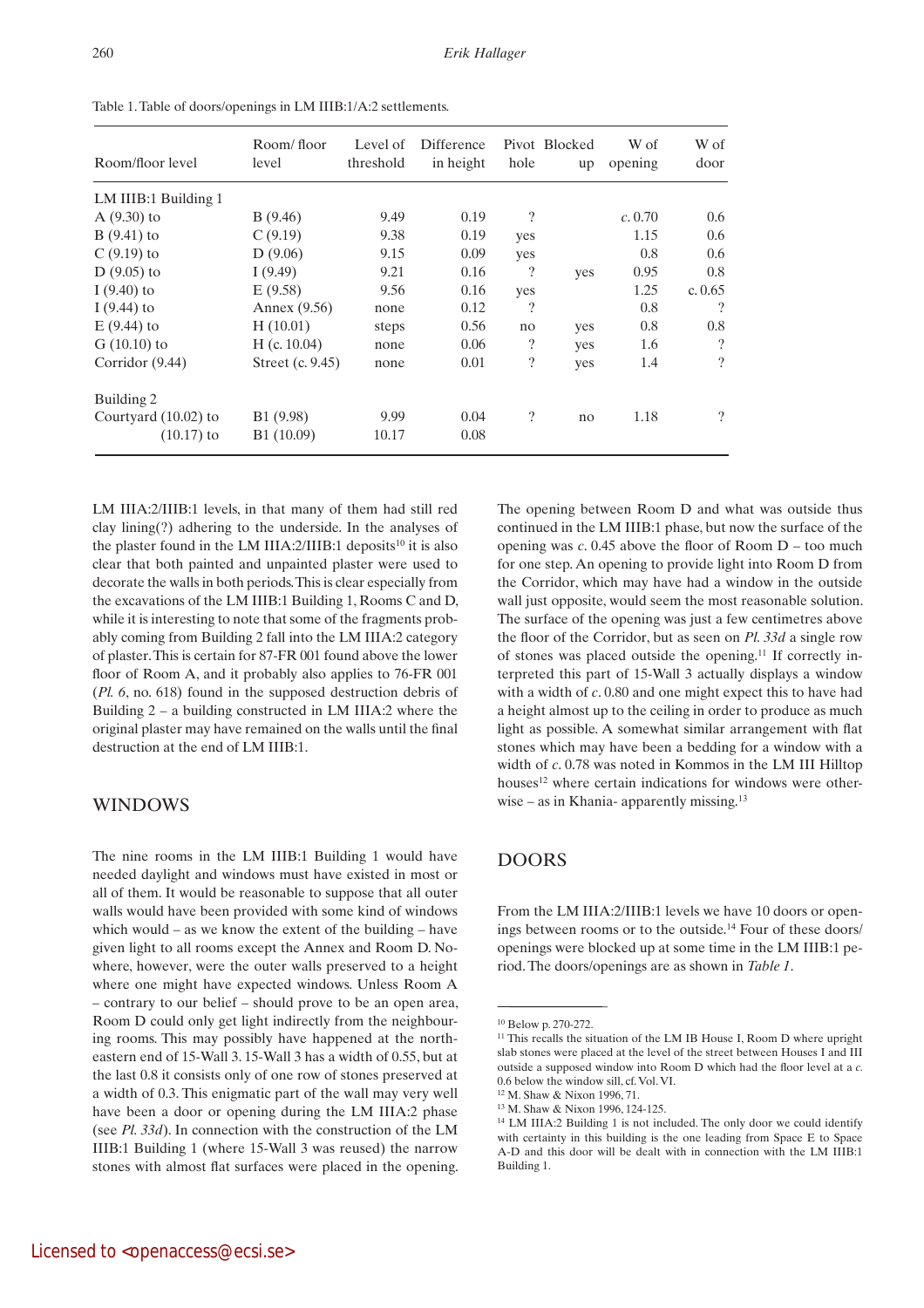Table 1. Table of doors/openings in LM IIIB:1/A:2 settlements.

| Room/floor level | Room/ floor level | Level of threshold | Difference in height | Pivot hole | Blocked up | W of opening | W of door |
|---|---|---|---|---|---|---|---|
| LM IIIB:1 Building 1 | | | | | | | |
| A (9.30) to | B (9.46) | 9.49 | 0.19 | ? | | *c.* 0.70 | 0.6 |
| B (9.41) to | C (9.19) | 9.38 | 0.19 | yes | | 1.15 | 0.6 |
| C (9.19) to | D (9.06) | 9.15 | 0.09 | yes | | 0.8 | 0.6 |
| D (9.05) to | I (9.49) | 9.21 | 0.16 | ? | yes | 0.95 | 0.8 |
| I (9.40) to | E (9.58) | 9.56 | 0.16 | yes | | 1.25 | c. 0.65 |
| I (9.44) to | Annex (9.56) | none | 0.12 | ? | | 0.8 | ? |
| E (9.44) to | H (10.01) | steps | 0.56 | no | yes | 0.8 | 0.8 |
| G (10.10) to | H (c. 10.04) | none | 0.06 | ? | yes | 1.6 | ? |
| Corridor (9.44) | Street (c. 9.45) | none | 0.01 | ? | yes | 1.4 | ? |
| Building 2 | | | | | | | |
| Courtyard (10.02) to | B1 (9.98) | 9.99 | 0.04 | ? | no | 1.18 | ? |
| (10.17) to | B1 (10.09) | 10.17 | 0.08 | | | | |

LM IIIA:2/IIIB:1 levels, in that many of them had still red clay lining(?) adhering to the underside. In the analyses of the plaster found in the LM IIIA:2/IIIB:1 deposits[10] it is also clear that both painted and unpainted plaster were used to decorate the walls in both periods. This is clear especially from the excavations of the LM IIIB:1 Building 1, Rooms C and D, while it is interesting to note that some of the fragments probably coming from Building 2 fall into the LM IIIA:2 category of plaster. This is certain for 87-FR 001 found above the lower floor of Room A, and it probably also applies to 76-FR 001 (*Pl. 6*, no. 618) found in the supposed destruction debris of Building 2 – a building constructed in LM IIIA:2 where the original plaster may have remained on the walls until the final destruction at the end of LM IIIB:1.

## WINDOWS

The nine rooms in the LM IIIB:1 Building 1 would have needed daylight and windows must have existed in most or all of them. It would be reasonable to suppose that all outer walls would have been provided with some kind of windows which would – as we know the extent of the building – have given light to all rooms except the Annex and Room D. Nowhere, however, were the outer walls preserved to a height where one might have expected windows. Unless Room A – contrary to our belief – should prove to be an open area, Room D could only get light indirectly from the neighbouring rooms. This may possibly have happened at the northeastern end of 15-Wall 3. 15-Wall 3 has a width of 0.55, but at the last 0.8 it consists only of one row of stones preserved at a width of 0.3. This enigmatic part of the wall may very well have been a door or opening during the LM IIIA:2 phase (see *Pl. 33d*). In connection with the construction of the LM IIIB:1 Building 1 (where 15-Wall 3 was reused) the narrow stones with almost flat surfaces were placed in the opening. The opening between Room D and what was outside thus continued in the LM IIIB:1 phase, but now the surface of the opening was *c.* 0.45 above the floor of Room D – too much for one step. An opening to provide light into Room D from the Corridor, which may have had a window in the outside wall just opposite, would seem the most reasonable solution. The surface of the opening was just a few centimetres above the floor of the Corridor, but as seen on *Pl. 33d* a single row of stones was placed outside the opening.[11] If correctly interpreted this part of 15-Wall 3 actually displays a window with a width of *c.* 0.80 and one might expect this to have had a height almost up to the ceiling in order to produce as much light as possible. A somewhat similar arrangement with flat stones which may have been a bedding for a window with a width of *c.* 0.78 was noted in Kommos in the LM III Hilltop houses[12] where certain indications for windows were otherwise – as in Khania- apparently missing.[13]

## DOORS

From the LM IIIA:2/IIIB:1 levels we have 10 doors or openings between rooms or to the outside.[14] Four of these doors/openings were blocked up at some time in the LM IIIB:1 period. The doors/openings are as shown in *Table 1*.

---

[10] Below p. 270-272.

[11] This recalls the situation of the LM IB House I, Room D where upright slab stones were placed at the level of the street between Houses I and III outside a supposed window into Room D which had the floor level at a *c.* 0.6 below the window sill, cf. Vol. VI.

[12] M. Shaw & Nixon 1996, 71.

[13] M. Shaw & Nixon 1996, 124-125.

[14] LM IIIA:2 Building 1 is not included. The only door we could identify with certainty in this building is the one leading from Space E to Space A-D and this door will be dealt with in connection with the LM IIIB:1 Building 1.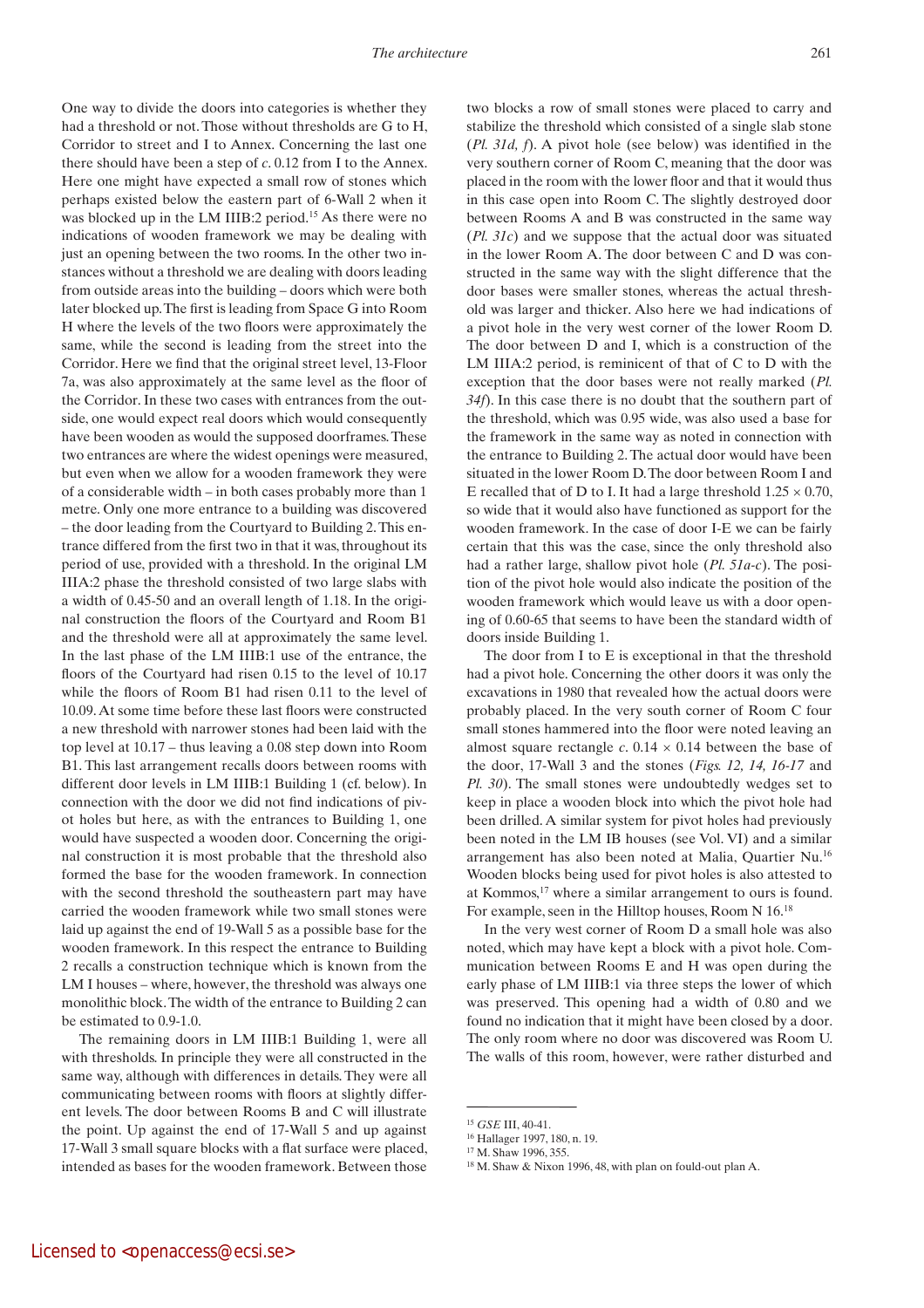One way to divide the doors into categories is whether they had a threshold or not. Those without thresholds are G to H, Corridor to street and I to Annex. Concerning the last one there should have been a step of *c.* 0.12 from I to the Annex. Here one might have expected a small row of stones which perhaps existed below the eastern part of 6-Wall 2 when it was blocked up in the LM IIIB:2 period.[15] As there were no indications of wooden framework we may be dealing with just an opening between the two rooms. In the other two instances without a threshold we are dealing with doors leading from outside areas into the building – doors which were both later blocked up. The first is leading from Space G into Room H where the levels of the two floors were approximately the same, while the second is leading from the street into the Corridor. Here we find that the original street level, 13-Floor 7a, was also approximately at the same level as the floor of the Corridor. In these two cases with entrances from the outside, one would expect real doors which would consequently have been wooden as would the supposed doorframes. These two entrances are where the widest openings were measured, but even when we allow for a wooden framework they were of a considerable width – in both cases probably more than 1 metre. Only one more entrance to a building was discovered – the door leading from the Courtyard to Building 2. This entrance differed from the first two in that it was, throughout its period of use, provided with a threshold. In the original LM IIIA:2 phase the threshold consisted of two large slabs with a width of 0.45-50 and an overall length of 1.18. In the original construction the floors of the Courtyard and Room B1 and the threshold were all at approximately the same level. In the last phase of the LM IIIB:1 use of the entrance, the floors of the Courtyard had risen 0.15 to the level of 10.17 while the floors of Room B1 had risen 0.11 to the level of 10.09. At some time before these last floors were constructed a new threshold with narrower stones had been laid with the top level at 10.17 – thus leaving a 0.08 step down into Room B1. This last arrangement recalls doors between rooms with different door levels in LM IIIB:1 Building 1 (cf. below). In connection with the door we did not find indications of pivot holes but here, as with the entrances to Building 1, one would have suspected a wooden door. Concerning the original construction it is most probable that the threshold also formed the base for the wooden framework. In connection with the second threshold the southeastern part may have carried the wooden framework while two small stones were laid up against the end of 19-Wall 5 as a possible base for the wooden framework. In this respect the entrance to Building 2 recalls a construction technique which is known from the LM I houses – where, however, the threshold was always one monolithic block. The width of the entrance to Building 2 can be estimated to 0.9-1.0.

The remaining doors in LM IIIB:1 Building 1, were all with thresholds. In principle they were all constructed in the same way, although with differences in details. They were all communicating between rooms with floors at slightly different levels. The door between Rooms B and C will illustrate the point. Up against the end of 17-Wall 5 and up against 17-Wall 3 small square blocks with a flat surface were placed, intended as bases for the wooden framework. Between those two blocks a row of small stones were placed to carry and stabilize the threshold which consisted of a single slab stone (*Pl. 31d, f*). A pivot hole (see below) was identified in the very southern corner of Room C, meaning that the door was placed in the room with the lower floor and that it would thus in this case open into Room C. The slightly destroyed door between Rooms A and B was constructed in the same way (*Pl. 31c*) and we suppose that the actual door was situated in the lower Room A. The door between C and D was constructed in the same way with the slight difference that the door bases were smaller stones, whereas the actual threshold was larger and thicker. Also here we had indications of a pivot hole in the very west corner of the lower Room D. The door between D and I, which is a construction of the LM IIIA:2 period, is reminicent of that of C to D with the exception that the door bases were not really marked (*Pl. 34f*). In this case there is no doubt that the southern part of the threshold, which was 0.95 wide, was also used a base for the framework in the same way as noted in connection with the entrance to Building 2. The actual door would have been situated in the lower Room D. The door between Room I and E recalled that of D to I. It had a large threshold 1.25 × 0.70, so wide that it would also have functioned as support for the wooden framework. In the case of door I-E we can be fairly certain that this was the case, since the only threshold also had a rather large, shallow pivot hole (*Pl. 51a-c*). The position of the pivot hole would also indicate the position of the wooden framework which would leave us with a door opening of 0.60-65 that seems to have been the standard width of doors inside Building 1.

The door from I to E is exceptional in that the threshold had a pivot hole. Concerning the other doors it was only the excavations in 1980 that revealed how the actual doors were probably placed. In the very south corner of Room C four small stones hammered into the floor were noted leaving an almost square rectangle *c.* 0.14 × 0.14 between the base of the door, 17-Wall 3 and the stones (*Figs. 12, 14, 16-17* and *Pl. 30*). The small stones were undoubtedly wedges set to keep in place a wooden block into which the pivot hole had been drilled. A similar system for pivot holes had previously been noted in the LM IB houses (see Vol. VI) and a similar arrangement has also been noted at Malia, Quartier Nu.[16] Wooden blocks being used for pivot holes is also attested to at Kommos,[17] where a similar arrangement to ours is found. For example, seen in the Hilltop houses, Room N 16.[18]

In the very west corner of Room D a small hole was also noted, which may have kept a block with a pivot hole. Communication between Rooms E and H was open during the early phase of LM IIIB:1 via three steps the lower of which was preserved. This opening had a width of 0.80 and we found no indication that it might have been closed by a door. The only room where no door was discovered was Room U. The walls of this room, however, were rather disturbed and

---

[15] *GSE* III, 40-41.

[16] Hallager 1997, 180, n. 19.

[17] M. Shaw 1996, 355.

[18] M. Shaw & Nixon 1996, 48, with plan on fould-out plan A.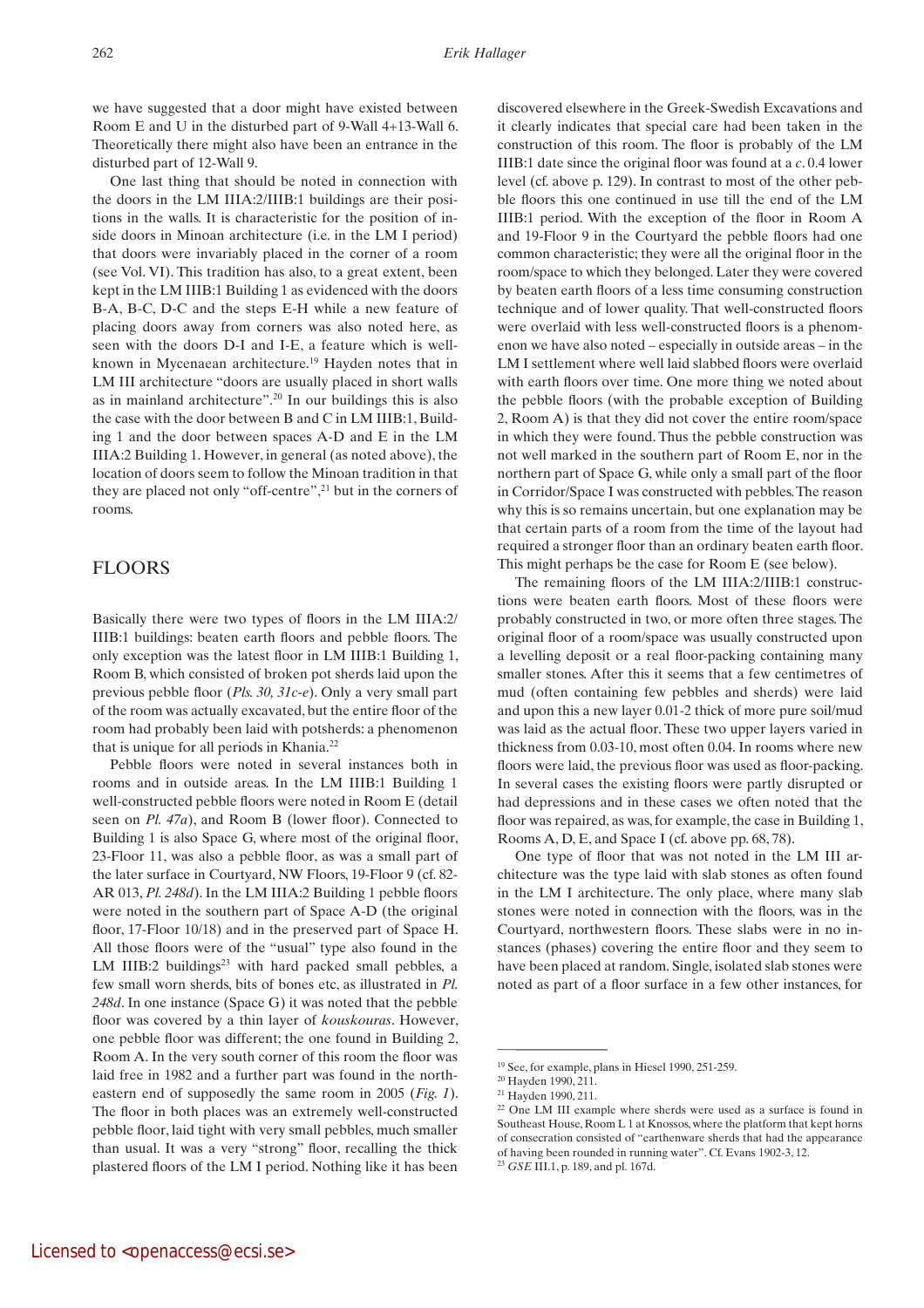we have suggested that a door might have existed between Room E and U in the disturbed part of 9-Wall 4+13-Wall 6. Theoretically there might also have been an entrance in the disturbed part of 12-Wall 9.

One last thing that should be noted in connection with the doors in the LM IIIA:2/IIIB:1 buildings are their positions in the walls. It is characteristic for the position of inside doors in Minoan architecture (i.e. in the LM I period) that doors were invariably placed in the corner of a room (see Vol. VI). This tradition has also, to a great extent, been kept in the LM IIIB:1 Building 1 as evidenced with the doors B-A, B-C, D-C and the steps E-H while a new feature of placing doors away from corners was also noted here, as seen with the doors D-I and I-E, a feature which is well-known in Mycenaean architecture.[19] Hayden notes that in LM III architecture "doors are usually placed in short walls as in mainland architecture".[20] In our buildings this is also the case with the door between B and C in LM IIIB:1, Building 1 and the door between spaces A-D and E in the LM IIIA:2 Building 1. However, in general (as noted above), the location of doors seem to follow the Minoan tradition in that they are placed not only "off-centre",[21] but in the corners of rooms.

## FLOORS

Basically there were two types of floors in the LM IIIA:2/IIIB:1 buildings: beaten earth floors and pebble floors. The only exception was the latest floor in LM IIIB:1 Building 1, Room B, which consisted of broken pot sherds laid upon the previous pebble floor (*Pls. 30, 31c-e*). Only a very small part of the room was actually excavated, but the entire floor of the room had probably been laid with potsherds: a phenomenon that is unique for all periods in Khania.[22]

Pebble floors were noted in several instances both in rooms and in outside areas. In the LM IIIB:1 Building 1 well-constructed pebble floors were noted in Room E (detail seen on *Pl. 47a*), and Room B (lower floor). Connected to Building 1 is also Space G, where most of the original floor, 23-Floor 11, was also a pebble floor, as was a small part of the later surface in Courtyard, NW Floors, 19-Floor 9 (cf. 82-AR 013, *Pl. 248d*). In the LM IIIA:2 Building 1 pebble floors were noted in the southern part of Space A-D (the original floor, 17-Floor 10/18) and in the preserved part of Space H. All those floors were of the "usual" type also found in the LM IIIB:2 buildings[23] with hard packed small pebbles, a few small worn sherds, bits of bones etc, as illustrated in *Pl. 248d*. In one instance (Space G) it was noted that the pebble floor was covered by a thin layer of *kouskouras*. However, one pebble floor was different; the one found in Building 2, Room A. In the very south corner of this room the floor was laid free in 1982 and a further part was found in the north-eastern end of supposedly the same room in 2005 (*Fig. 1*). The floor in both places was an extremely well-constructed pebble floor, laid tight with very small pebbles, much smaller than usual. It was a very "strong" floor, recalling the thick plastered floors of the LM I period. Nothing like it has been discovered elsewhere in the Greek-Swedish Excavations and it clearly indicates that special care had been taken in the construction of this room. The floor is probably of the LM IIIB:1 date since the original floor was found at a *c*. 0.4 lower level (cf. above p. 129). In contrast to most of the other pebble floors this one continued in use till the end of the LM IIIB:1 period. With the exception of the floor in Room A and 19-Floor 9 in the Courtyard the pebble floors had one common characteristic; they were all the original floor in the room/space to which they belonged. Later they were covered by beaten earth floors of a less time consuming construction technique and of lower quality. That well-constructed floors were overlaid with less well-constructed floors is a phenomenon we have also noted – especially in outside areas – in the LM I settlement where well laid slabbed floors were overlaid with earth floors over time. One more thing we noted about the pebble floors (with the probable exception of Building 2, Room A) is that they did not cover the entire room/space in which they were found. Thus the pebble construction was not well marked in the southern part of Room E, nor in the northern part of Space G, while only a small part of the floor in Corridor/Space I was constructed with pebbles. The reason why this is so remains uncertain, but one explanation may be that certain parts of a room from the time of the layout had required a stronger floor than an ordinary beaten earth floor. This might perhaps be the case for Room E (see below).

The remaining floors of the LM IIIA:2/IIIB:1 constructions were beaten earth floors. Most of these floors were probably constructed in two, or more often three stages. The original floor of a room/space was usually constructed upon a levelling deposit or a real floor-packing containing many smaller stones. After this it seems that a few centimetres of mud (often containing few pebbles and sherds) were laid and upon this a new layer 0.01-2 thick of more pure soil/mud was laid as the actual floor. These two upper layers varied in thickness from 0.03-10, most often 0.04. In rooms where new floors were laid, the previous floor was used as floor-packing. In several cases the existing floors were partly disrupted or had depressions and in these cases we often noted that the floor was repaired, as was, for example, the case in Building 1, Rooms A, D, E, and Space I (cf. above pp. 68, 78).

One type of floor that was not noted in the LM III architecture was the type laid with slab stones as often found in the LM I architecture. The only place, where many slab stones were noted in connection with the floors, was in the Courtyard, northwestern floors. These slabs were in no instances (phases) covering the entire floor and they seem to have been placed at random. Single, isolated slab stones were noted as part of a floor surface in a few other instances, for

---

[19] See, for example, plans in Hiesel 1990, 251-259.

[20] Hayden 1990, 211.

[21] Hayden 1990, 211.

[22] One LM III example where sherds were used as a surface is found in Southeast House, Room L 1 at Knossos, where the platform that kept horns of consecration consisted of "earthenware sherds that had the appearance of having been rounded in running water". Cf. Evans 1902-3, 12.

[23] *GSE* III.1, p. 189, and pl. 167d.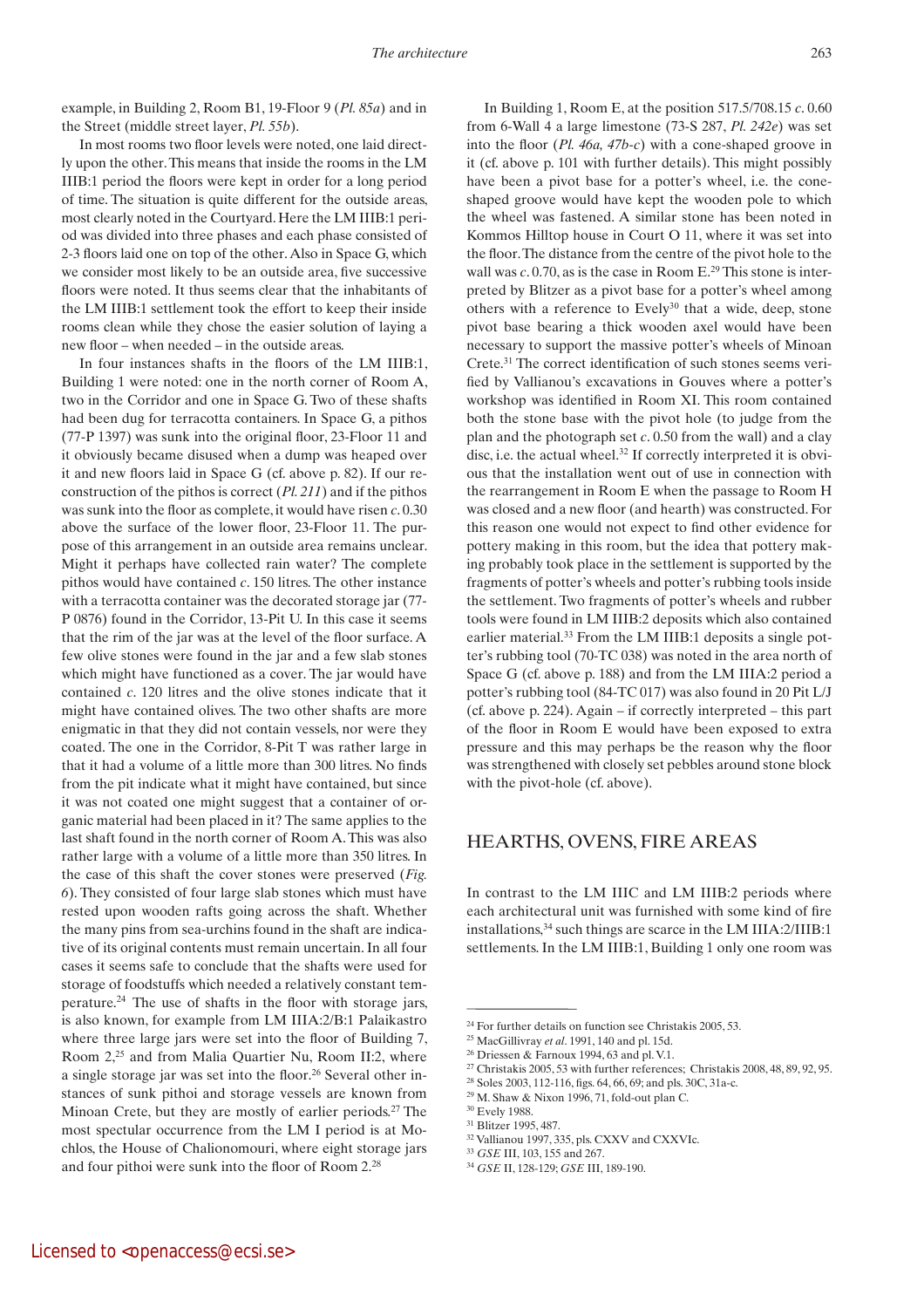example, in Building 2, Room B1, 19-Floor 9 (*Pl. 85a*) and in the Street (middle street layer, *Pl. 55b*).

In most rooms two floor levels were noted, one laid directly upon the other. This means that inside the rooms in the LM IIIB:1 period the floors were kept in order for a long period of time. The situation is quite different for the outside areas, most clearly noted in the Courtyard. Here the LM IIIB:1 period was divided into three phases and each phase consisted of 2-3 floors laid one on top of the other. Also in Space G, which we consider most likely to be an outside area, five successive floors were noted. It thus seems clear that the inhabitants of the LM IIIB:1 settlement took the effort to keep their inside rooms clean while they chose the easier solution of laying a new floor – when needed – in the outside areas.

In four instances shafts in the floors of the LM IIIB:1, Building 1 were noted: one in the north corner of Room A, two in the Corridor and one in Space G. Two of these shafts had been dug for terracotta containers. In Space G, a pithos (77-P 1397) was sunk into the original floor, 23-Floor 11 and it obviously became disused when a dump was heaped over it and new floors laid in Space G (cf. above p. 82). If our reconstruction of the pithos is correct (*Pl. 211*) and if the pithos was sunk into the floor as complete, it would have risen *c*. 0.30 above the surface of the lower floor, 23-Floor 11. The purpose of this arrangement in an outside area remains unclear. Might it perhaps have collected rain water? The complete pithos would have contained *c*. 150 litres. The other instance with a terracotta container was the decorated storage jar (77-P 0876) found in the Corridor, 13-Pit U. In this case it seems that the rim of the jar was at the level of the floor surface. A few olive stones were found in the jar and a few slab stones which might have functioned as a cover. The jar would have contained *c*. 120 litres and the olive stones indicate that it might have contained olives. The two other shafts are more enigmatic in that they did not contain vessels, nor were they coated. The one in the Corridor, 8-Pit T was rather large in that it had a volume of a little more than 300 litres. No finds from the pit indicate what it might have contained, but since it was not coated one might suggest that a container of organic material had been placed in it? The same applies to the last shaft found in the north corner of Room A. This was also rather large with a volume of a little more than 350 litres. In the case of this shaft the cover stones were preserved (*Fig. 6*). They consisted of four large slab stones which must have rested upon wooden rafts going across the shaft. Whether the many pins from sea-urchins found in the shaft are indicative of its original contents must remain uncertain. In all four cases it seems safe to conclude that the shafts were used for storage of foodstuffs which needed a relatively constant temperature.[24] The use of shafts in the floor with storage jars, is also known, for example from LM IIIA:2/B:1 Palaikastro where three large jars were set into the floor of Building 7, Room 2,[25] and from Malia Quartier Nu, Room II:2, where a single storage jar was set into the floor.[26] Several other instances of sunk pithoi and storage vessels are known from Minoan Crete, but they are mostly of earlier periods.[27] The most spectular occurrence from the LM I period is at Mochlos, the House of Chalionomouri, where eight storage jars and four pithoi were sunk into the floor of Room 2.[28]

In Building 1, Room E, at the position 517.5/708.15 *c*. 0.60 from 6-Wall 4 a large limestone (73-S 287, *Pl. 46a, 47b-c*) was set into the floor (*Pl. 242e*) with a cone-shaped groove in it (cf. above p. 101 with further details). This might possibly have been a pivot base for a potter's wheel, i.e. the cone-shaped groove would have kept the wooden pole to which the wheel was fastened. A similar stone has been noted in Kommos Hilltop house in Court O 11, where it was set into the floor. The distance from the centre of the pivot hole to the wall was *c*. 0.70, as is the case in Room E.[29] This stone is interpreted by Blitzer as a pivot base for a potter's wheel among others with a reference to Evely[30] that a wide, deep, stone pivot base bearing a thick wooden axel would have been necessary to support the massive potter's wheels of Minoan Crete.[31] The correct identification of such stones seems verified by Vallianou's excavations in Gouves where a potter's workshop was identified in Room XI. This room contained both the stone base with the pivot hole (to judge from the plan and the photograph set *c*. 0.50 from the wall) and a clay disc, i.e. the actual wheel.[32] If correctly interpreted it is obvious that the installation went out of use in connection with the rearrangement in Room E when the passage to Room H was closed and a new floor (and hearth) was constructed. For this reason one would not expect to find other evidence for pottery making in this room, but the idea that pottery making probably took place in the settlement is supported by the fragments of potter's wheels and potter's rubbing tools inside the settlement. Two fragments of potter's wheels and rubber tools were found in LM IIIB:2 deposits which also contained earlier material.[33] From the LM IIIB:1 deposits a single potter's rubbing tool (70-TC 038) was noted in the area north of Space G (cf. above p. 188) and from the LM IIIA:2 period a potter's rubbing tool (84-TC 017) was also found in 20 Pit L/J (cf. above p. 224). Again – if correctly interpreted – this part of the floor in Room E would have been exposed to extra pressure and this may perhaps be the reason why the floor was strengthened with closely set pebbles around stone block with the pivot-hole (cf. above).

## HEARTHS, OVENS, FIRE AREAS

In contrast to the LM IIIC and LM IIIB:2 periods where each architectural unit was furnished with some kind of fire installations,[34] such things are scarce in the LM IIIA:2/IIIB:1 settlements. In the LM IIIB:1, Building 1 only one room was

---

[24] For further details on function see Christakis 2005, 53.

[25] MacGillivray *et al*. 1991, 140 and pl. 15d.

[26] Driessen & Farnoux 1994, 63 and pl. V.1.

[27] Christakis 2005, 53 with further references; Christakis 2008, 48, 89, 92, 95.

[28] Soles 2003, 112-116, figs. 64, 66, 69; and pls. 30C, 31a-c.

[29] M. Shaw & Nixon 1996, 71, fold-out plan C.

[30] Evely 1988.

[31] Blitzer 1995, 487.

[32] Vallianou 1997, 335, pls. CXXV and CXXVIc.

[33] *GSE* III, 103, 155 and 267.

[34] *GSE* II, 128-129; *GSE* III, 189-190.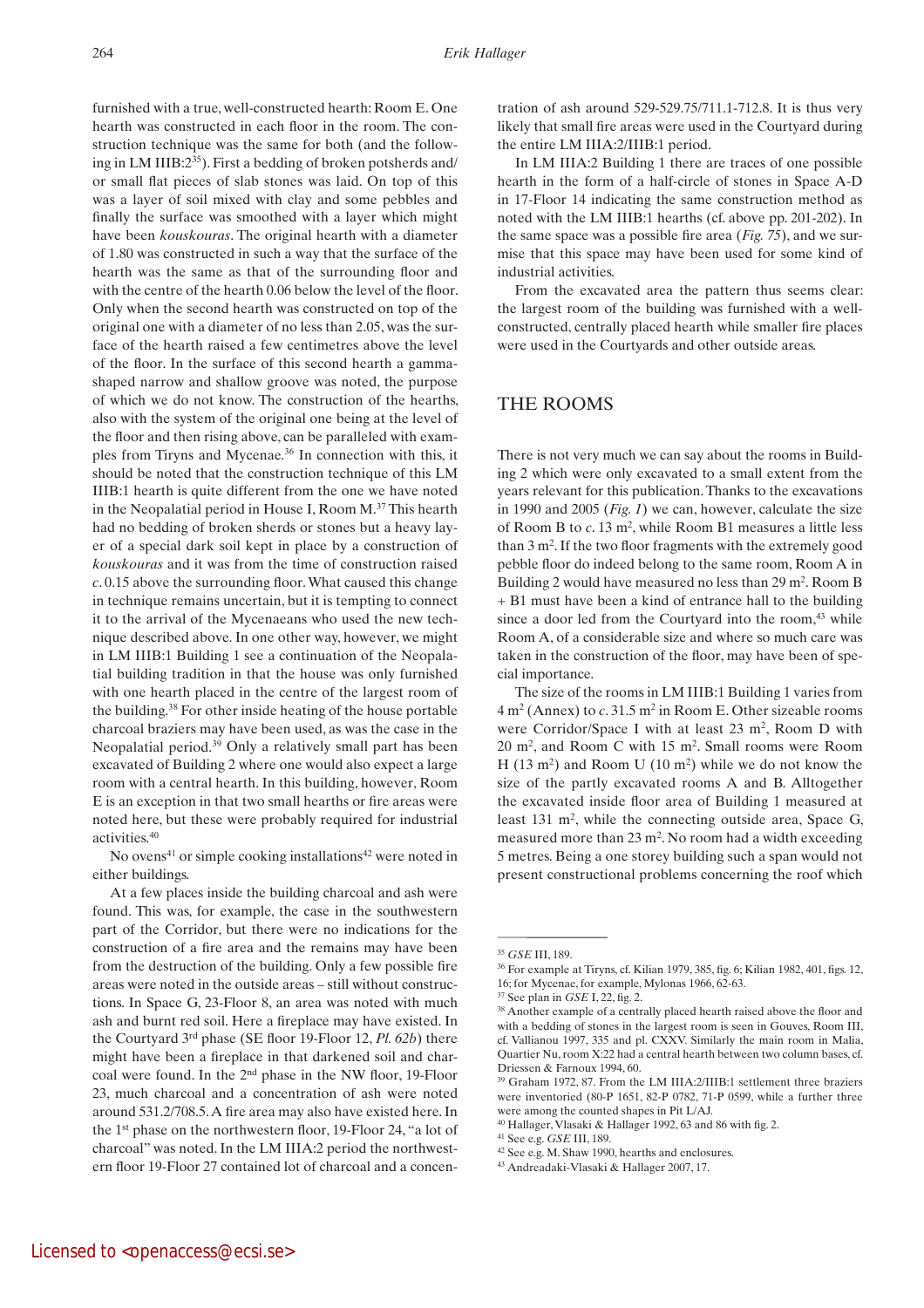furnished with a true, well-constructed hearth: Room E. One hearth was constructed in each floor in the room. The construction technique was the same for both (and the following in LM IIIB:2[35]). First a bedding of broken potsherds and/or small flat pieces of slab stones was laid. On top of this was a layer of soil mixed with clay and some pebbles and finally the surface was smoothed with a layer which might have been *kouskouras*. The original hearth with a diameter of 1.80 was constructed in such a way that the surface of the hearth was the same as that of the surrounding floor and with the centre of the hearth 0.06 below the level of the floor. Only when the second hearth was constructed on top of the original one with a diameter of no less than 2.05, was the surface of the hearth raised a few centimetres above the level of the floor. In the surface of this second hearth a gamma-shaped narrow and shallow groove was noted, the purpose of which we do not know. The construction of the hearths, also with the system of the original one being at the level of the floor and then rising above, can be paralleled with examples from Tiryns and Mycenae.[36] In connection with this, it should be noted that the construction technique of this LM IIIB:1 hearth is quite different from the one we have noted in the Neopalatial period in House I, Room M.[37] This hearth had no bedding of broken sherds or stones but a heavy layer of a special dark soil kept in place by a construction of *kouskouras* and it was from the time of construction raised *c.* 0.15 above the surrounding floor. What caused this change in technique remains uncertain, but it is tempting to connect it to the arrival of the Mycenaeans who used the new technique described above. In one other way, however, we might in LM IIIB:1 Building 1 see a continuation of the Neopalatial building tradition in that the house was only furnished with one hearth placed in the centre of the largest room of the building.[38] For other inside heating of the house portable charcoal braziers may have been used, as was the case in the Neopalatial period.[39] Only a relatively small part has been excavated of Building 2 where one would also expect a large room with a central hearth. In this building, however, Room E is an exception in that two small hearths or fire areas were noted here, but these were probably required for industrial activities.[40]

No ovens[41] or simple cooking installations[42] were noted in either buildings.

At a few places inside the building charcoal and ash were found. This was, for example, the case in the southwestern part of the Corridor, but there were no indications for the construction of a fire area and the remains may have been from the destruction of the building. Only a few possible fire areas were noted in the outside areas – still without constructions. In Space G, 23-Floor 8, an area was noted with much ash and burnt red soil. Here a fireplace may have existed. In the Courtyard 3rd phase (SE floor 19-Floor 12, *Pl. 62b*) there might have been a fireplace in that darkened soil and charcoal were found. In the 2nd phase in the NW floor, 19-Floor 23, much charcoal and a concentration of ash were noted around 531.2/708.5. A fire area may also have existed here. In the 1st phase on the northwestern floor, 19-Floor 24, "a lot of charcoal" was noted. In the LM IIIA:2 period the northwestern floor 19-Floor 27 contained lot of charcoal and a concentration of ash around 529-529.75/711.1-712.8. It is thus very likely that small fire areas were used in the Courtyard during the entire LM IIIA:2/IIIB:1 period.

In LM IIIA:2 Building 1 there are traces of one possible hearth in the form of a half-circle of stones in Space A-D in 17-Floor 14 indicating the same construction method as noted with the LM IIIB:1 hearths (cf. above pp. 201-202). In the same space was a possible fire area (*Fig. 75*), and we surmise that this space may have been used for some kind of industrial activities.

From the excavated area the pattern thus seems clear: the largest room of the building was furnished with a well-constructed, centrally placed hearth while smaller fire places were used in the Courtyards and other outside areas.

## THE ROOMS

There is not very much we can say about the rooms in Building 2 which were only excavated to a small extent from the years relevant for this publication. Thanks to the excavations in 1990 and 2005 (*Fig. 1*) we can, however, calculate the size of Room B to *c.* 13 m², while Room B1 measures a little less than 3 m². If the two floor fragments with the extremely good pebble floor do indeed belong to the same room, Room A in Building 2 would have measured no less than 29 m². Room B + B1 must have been a kind of entrance hall to the building since a door led from the Courtyard into the room,[43] while Room A, of a considerable size and where so much care was taken in the construction of the floor, may have been of special importance.

The size of the rooms in LM IIIB:1 Building 1 varies from 4 m² (Annex) to *c.* 31.5 m² in Room E. Other sizeable rooms were Corridor/Space I with at least 23 m², Room D with 20 m², and Room C with 15 m². Small rooms were Room H (13 m²) and Room U (10 m²) while we do not know the size of the partly excavated rooms A and B. Alltogether the excavated inside floor area of Building 1 measured at least 131 m², while the connecting outside area, Space G, measured more than 23 m². No room had a width exceeding 5 metres. Being a one storey building such a span would not present constructional problems concerning the roof which

---

[35] *GSE* III, 189.

[36] For example at Tiryns, cf. Kilian 1979, 385, fig. 6; Kilian 1982, 401, figs. 12, 16; for Mycenae, for example, Mylonas 1966, 62-63.

[37] See plan in *GSE* I, 22, fig. 2.

[38] Another example of a centrally placed hearth raised above the floor and with a bedding of stones in the largest room is seen in Gouves, Room III, cf. Vallianou 1997, 335 and pl. CXXV. Similarly the main room in Malia, Quartier Nu, room X:22 had a central hearth between two column bases, cf. Driessen & Farnoux 1994, 60.

[39] Graham 1972, 87. From the LM IIIA:2/IIIB:1 settlement three braziers were inventoried (80-P 1651, 82-P 0782, 71-P 0599, while a further three were among the counted shapes in Pit L/AJ.

[40] Hallager, Vlasaki & Hallager 1992, 63 and 86 with fig. 2.

[41] See e.g. *GSE* III, 189.

[42] See e.g. M. Shaw 1990, hearths and enclosures.

[43] Andreadaki-Vlasaki & Hallager 2007, 17.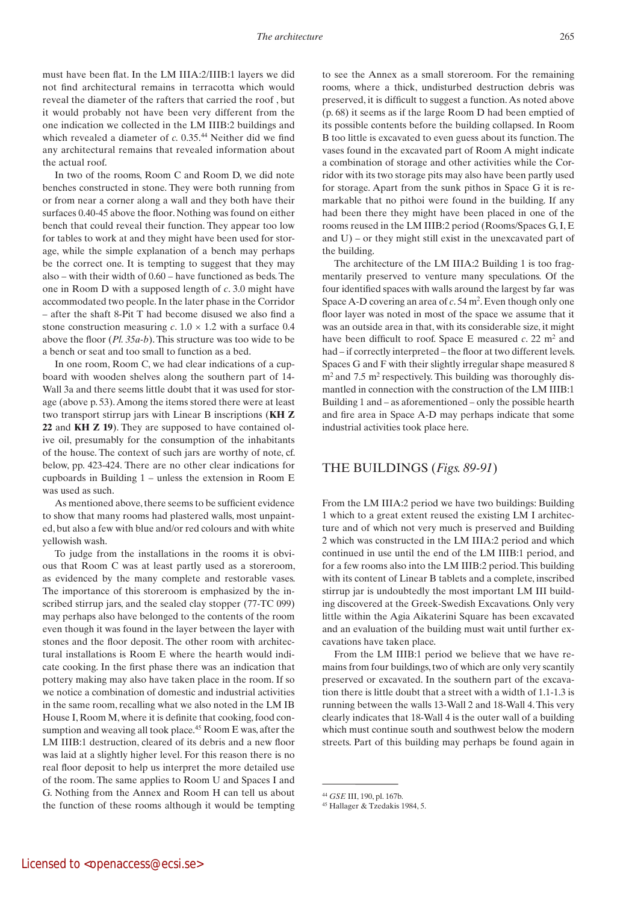must have been flat. In the LM IIIA:2/IIIB:1 layers we did not find architectural remains in terracotta which would reveal the diameter of the rafters that carried the roof , but it would probably not have been very different from the one indication we collected in the LM IIIB:2 buildings and which revealed a diameter of *c.* 0.35.[44] Neither did we find any architectural remains that revealed information about the actual roof.

In two of the rooms, Room C and Room D, we did note benches constructed in stone. They were both running from or from near a corner along a wall and they both have their surfaces 0.40-45 above the floor. Nothing was found on either bench that could reveal their function. They appear too low for tables to work at and they might have been used for storage, while the simple explanation of a bench may perhaps be the correct one. It is tempting to suggest that they may also – with their width of 0.60 – have functioned as beds. The one in Room D with a supposed length of *c.* 3.0 might have accommodated two people. In the later phase in the Corridor – after the shaft 8-Pit T had become disused we also find a stone construction measuring *c.* 1.0 × 1.2 with a surface 0.4 above the floor (*Pl. 35a-b*). This structure was too wide to be a bench or seat and too small to function as a bed.

In one room, Room C, we had clear indications of a cupboard with wooden shelves along the southern part of 14-Wall 3a and there seems little doubt that it was used for storage (above p. 53). Among the items stored there were at least two transport stirrup jars with Linear B inscriptions (**KH Z 22** and **KH Z 19**). They are supposed to have contained olive oil, presumably for the consumption of the inhabitants of the house. The context of such jars are worthy of note, cf. below, pp. 423-424. There are no other clear indications for cupboards in Building 1 – unless the extension in Room E was used as such.

As mentioned above, there seems to be sufficient evidence to show that many rooms had plastered walls, most unpainted, but also a few with blue and/or red colours and with white yellowish wash.

To judge from the installations in the rooms it is obvious that Room C was at least partly used as a storeroom, as evidenced by the many complete and restorable vases. The importance of this storeroom is emphasized by the inscribed stirrup jars, and the sealed clay stopper (77-TC 099) may perhaps also have belonged to the contents of the room even though it was found in the layer between the layer with stones and the floor deposit. The other room with architectural installations is Room E where the hearth would indicate cooking. In the first phase there was an indication that pottery making may also have taken place in the room. If so we notice a combination of domestic and industrial activities in the same room, recalling what we also noted in the LM IB House I, Room M, where it is definite that cooking, food consumption and weaving all took place.[45] Room E was, after the LM IIIB:1 destruction, cleared of its debris and a new floor was laid at a slightly higher level. For this reason there is no real floor deposit to help us interpret the more detailed use of the room. The same applies to Room U and Spaces I and G. Nothing from the Annex and Room H can tell us about the function of these rooms although it would be tempting to see the Annex as a small storeroom. For the remaining rooms, where a thick, undisturbed destruction debris was preserved, it is difficult to suggest a function. As noted above (p. 68) it seems as if the large Room D had been emptied of its possible contents before the building collapsed. In Room B too little is excavated to even guess about its function. The vases found in the excavated part of Room A might indicate a combination of storage and other activities while the Corridor with its two storage pits may also have been partly used for storage. Apart from the sunk pithos in Space G it is remarkable that no pithoi were found in the building. If any had been there they might have been placed in one of the rooms reused in the LM IIIB:2 period (Rooms/Spaces G, I, E and U) – or they might still exist in the unexcavated part of the building.

The architecture of the LM IIIA:2 Building 1 is too fragmentarily preserved to venture many speculations. Of the four identified spaces with walls around the largest by far was Space A-D covering an area of *c.* 54 m². Even though only one floor layer was noted in most of the space we assume that it was an outside area in that, with its considerable size, it might have been difficult to roof. Space E measured *c.* 22 m² and had – if correctly interpreted – the floor at two different levels. Spaces G and F with their slightly irregular shape measured 8 m² and 7.5 m² respectively. This building was thoroughly dismantled in connection with the construction of the LM IIIB:1 Building 1 and – as aforementioned – only the possible hearth and fire area in Space A-D may perhaps indicate that some industrial activities took place here.

## THE BUILDINGS (*Figs. 89-91*)

From the LM IIIA:2 period we have two buildings: Building 1 which to a great extent reused the existing LM I architecture and of which not very much is preserved and Building 2 which was constructed in the LM IIIA:2 period and which continued in use until the end of the LM IIIB:1 period, and for a few rooms also into the LM IIIB:2 period. This building with its content of Linear B tablets and a complete, inscribed stirrup jar is undoubtedly the most important LM III building discovered at the Greek-Swedish Excavations. Only very little within the Agia Aikaterini Square has been excavated and an evaluation of the building must wait until further excavations have taken place.

From the LM IIIB:1 period we believe that we have remains from four buildings, two of which are only very scantily preserved or excavated. In the southern part of the excavation there is little doubt that a street with a width of 1.1-1.3 is running between the walls 13-Wall 2 and 18-Wall 4. This very clearly indicates that 18-Wall 4 is the outer wall of a building which must continue south and southwest below the modern streets. Part of this building may perhaps be found again in

---

[44] *GSE* III, 190, pl. 167b.

[45] Hallager & Tzedakis 1984, 5.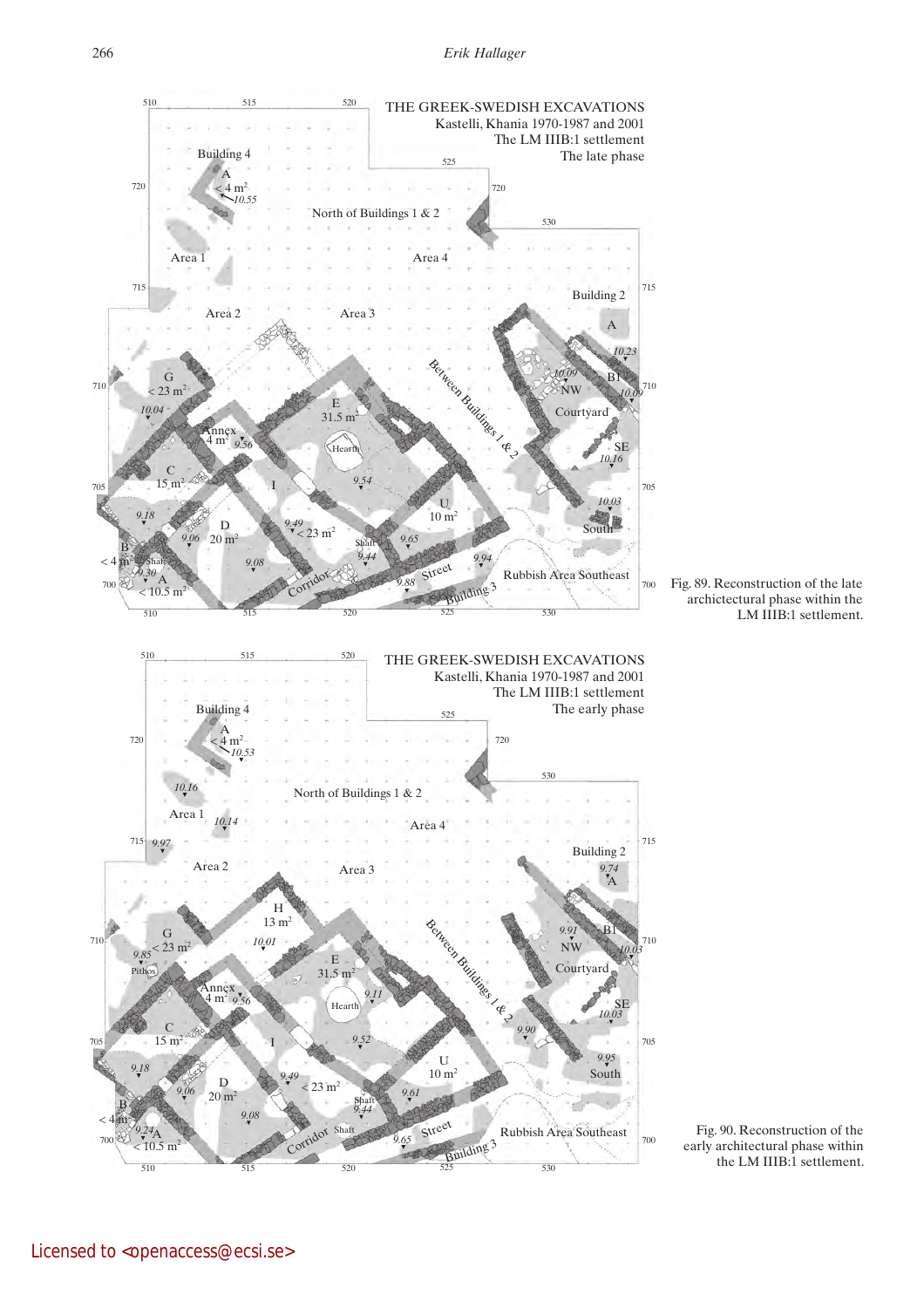Fig. 89. Reconstruction of the late architectural phase within the LM IIIB:1 settlement.

Fig. 90. Reconstruction of the early architectural phase within the LM IIIB:1 settlement.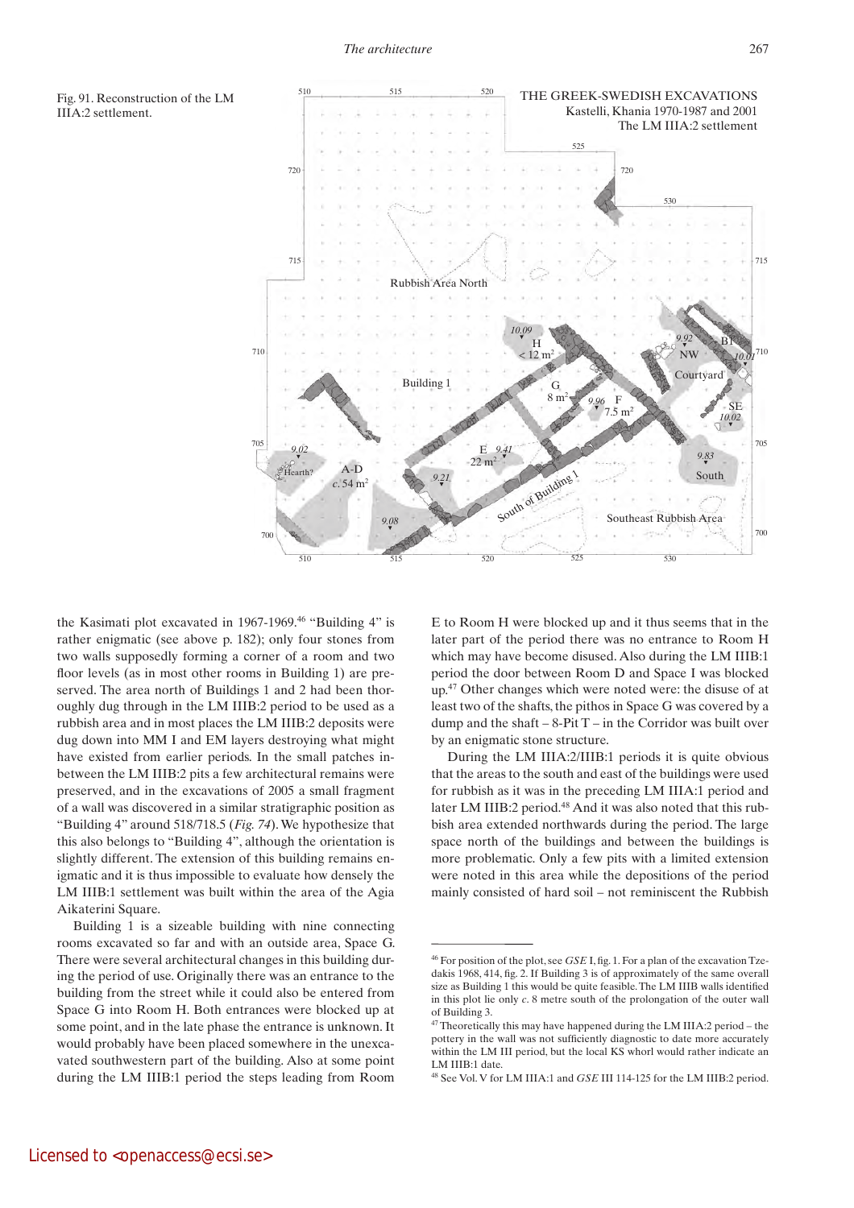Fig. 91. Reconstruction of the LM IIIA:2 settlement.

the Kasimati plot excavated in 1967-1969.[46] "Building 4" is rather enigmatic (see above p. 182); only four stones from two walls supposedly forming a corner of a room and two floor levels (as in most other rooms in Building 1) are preserved. The area north of Buildings 1 and 2 had been thoroughly dug through in the LM IIIB:2 period to be used as a rubbish area and in most places the LM IIIB:2 deposits were dug down into MM I and EM layers destroying what might have existed from earlier periods. In the small patches in-between the LM IIIB:2 pits a few architectural remains were preserved, and in the excavations of 2005 a small fragment of a wall was discovered in a similar stratigraphic position as "Building 4" around 518/718.5 (*Fig. 74*). We hypothesize that this also belongs to "Building 4", although the orientation is slightly different. The extension of this building remains enigmatic and it is thus impossible to evaluate how densely the LM IIIB:1 settlement was built within the area of the Agia Aikaterini Square.

Building 1 is a sizeable building with nine connecting rooms excavated so far and with an outside area, Space G. There were several architectural changes in this building during the period of use. Originally there was an entrance to the building from the street while it could also be entered from Space G into Room H. Both entrances were blocked up at some point, and in the late phase the entrance is unknown. It would probably have been placed somewhere in the unexcavated southwestern part of the building. Also at some point during the LM IIIB:1 period the steps leading from Room E to Room H were blocked up and it thus seems that in the later part of the period there was no entrance to Room H which may have become disused. Also during the LM IIIB:1 period the door between Room D and Space I was blocked up.[47] Other changes which were noted were: the disuse of at least two of the shafts, the pithos in Space G was covered by a dump and the shaft – 8-Pit T – in the Corridor was built over by an enigmatic stone structure.

During the LM IIIA:2/IIIB:1 periods it is quite obvious that the areas to the south and east of the buildings were used for rubbish as it was in the preceding LM IIIA:1 period and later LM IIIB:2 period.[48] And it was also noted that this rubbish area extended northwards during the period. The large space north of the buildings and between the buildings is more problematic. Only a few pits with a limited extension were noted in this area while the depositions of the period mainly consisted of hard soil – not reminiscent the Rubbish

[46] For position of the plot, see *GSE* I, fig. 1. For a plan of the excavation Tzedakis 1968, 414, fig. 2. If Building 3 is of approximately of the same overall size as Building 1 this would be quite feasible. The LM IIIB walls identified in this plot lie only *c.* 8 metre south of the prolongation of the outer wall of Building 3.

[47] Theoretically this may have happened during the LM IIIA:2 period – the pottery in the wall was not sufficiently diagnostic to date more accurately within the LM III period, but the local KS whorl would rather indicate an LM IIIB:1 date.

[48] See Vol. V for LM IIIA:1 and *GSE* III 114-125 for the LM IIIB:2 period.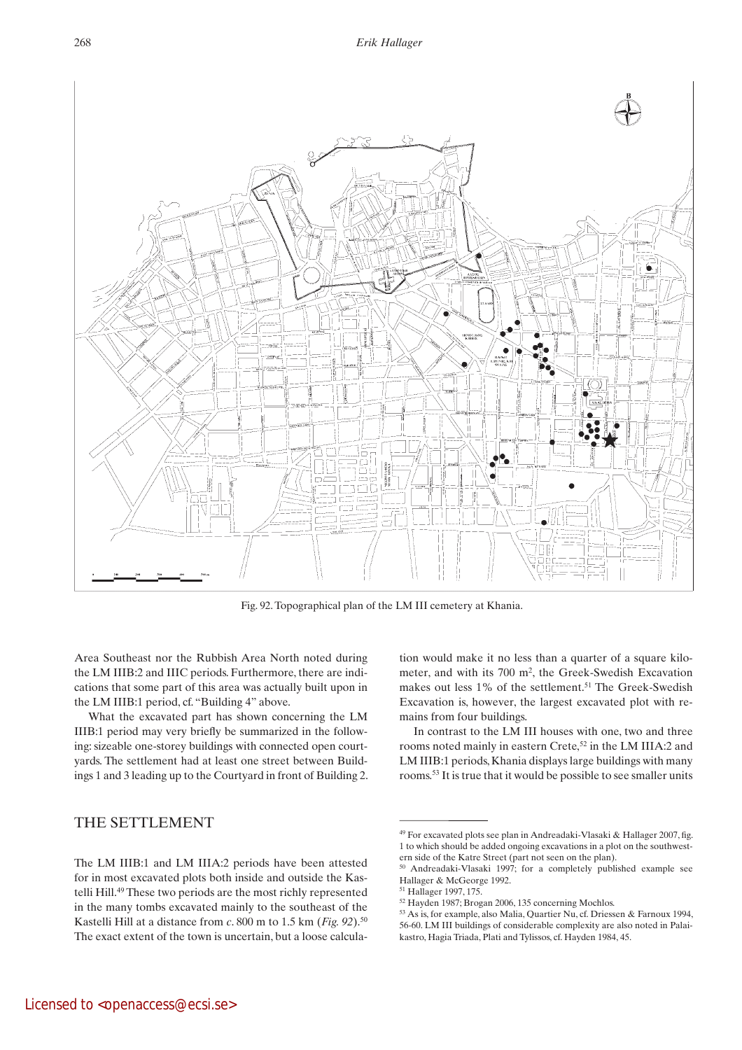Fig. 92. Topographical plan of the LM III cemetery at Khania.

Area Southeast nor the Rubbish Area North noted during the LM IIIB:2 and IIIC periods. Furthermore, there are indications that some part of this area was actually built upon in the LM IIIB:1 period, cf. "Building 4" above.

What the excavated part has shown concerning the LM IIIB:1 period may very briefly be summarized in the following: sizeable one-storey buildings with connected open courtyards. The settlement had at least one street between Buildings 1 and 3 leading up to the Courtyard in front of Building 2.

## THE SETTLEMENT

The LM IIIB:1 and LM IIIA:2 periods have been attested for in most excavated plots both inside and outside the Kastelli Hill.[49] These two periods are the most richly represented in the many tombs excavated mainly to the southeast of the Kastelli Hill at a distance from *c*. 800 m to 1.5 km (*Fig. 92*).[50] The exact extent of the town is uncertain, but a loose calculation would make it no less than a quarter of a square kilometer, and with its 700 m$^2$, the Greek-Swedish Excavation makes out less 1% of the settlement.[51] The Greek-Swedish Excavation is, however, the largest excavated plot with remains from four buildings.

In contrast to the LM III houses with one, two and three rooms noted mainly in eastern Crete,[52] in the LM IIIA:2 and LM IIIB:1 periods, Khania displays large buildings with many rooms.[53] It is true that it would be possible to see smaller units

---

[49] For excavated plots see plan in Andreadaki-Vlasaki & Hallager 2007, fig. 1 to which should be added ongoing excavations in a plot on the southwestern side of the Katre Street (part not seen on the plan).

[50] Andreadaki-Vlasaki 1997; for a completely published example see Hallager & McGeorge 1992.

[51] Hallager 1997, 175.

[52] Hayden 1987; Brogan 2006, 135 concerning Mochlos.

[53] As is, for example, also Malia, Quartier Nu, cf. Driessen & Farnoux 1994, 56-60. LM III buildings of considerable complexity are also noted in Palaikastro, Hagia Triada, Plati and Tylissos, cf. Hayden 1984, 45.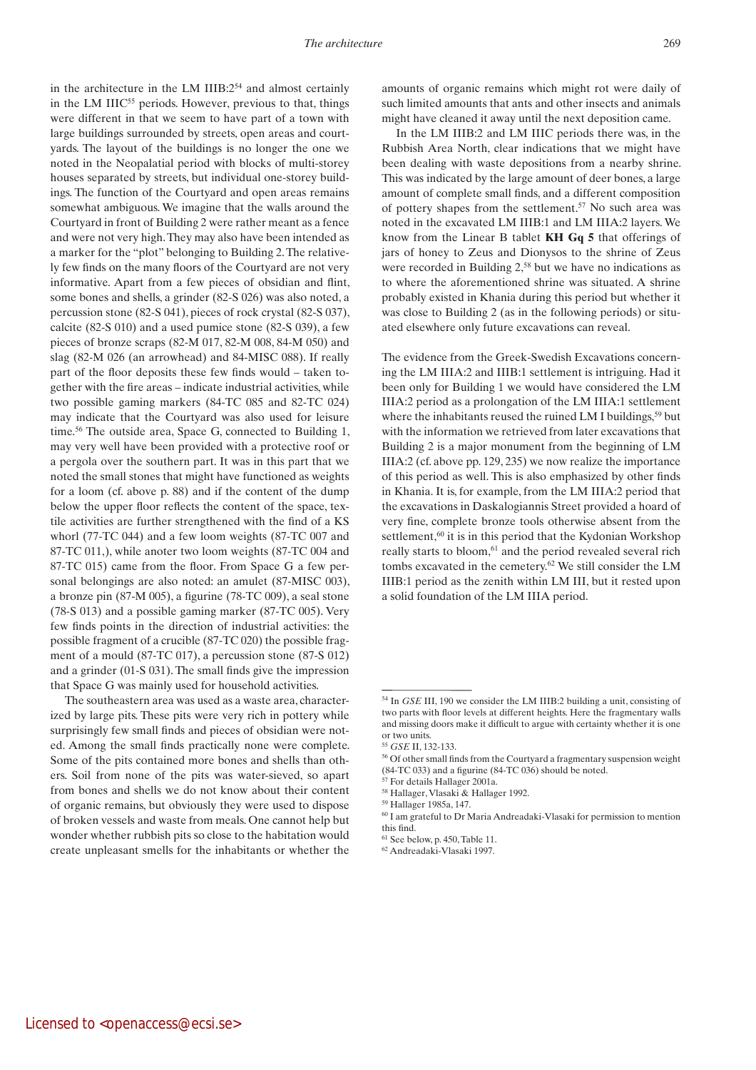in the architecture in the LM IIIB:2[54] and almost certainly in the LM IIIC[55] periods. However, previous to that, things were different in that we seem to have part of a town with large buildings surrounded by streets, open areas and courtyards. The layout of the buildings is no longer the one we noted in the Neopalatial period with blocks of multi-storey houses separated by streets, but individual one-storey buildings. The function of the Courtyard and open areas remains somewhat ambiguous. We imagine that the walls around the Courtyard in front of Building 2 were rather meant as a fence and were not very high. They may also have been intended as a marker for the "plot" belonging to Building 2. The relatively few finds on the many floors of the Courtyard are not very informative. Apart from a few pieces of obsidian and flint, some bones and shells, a grinder (82-S 026) was also noted, a percussion stone (82-S 041), pieces of rock crystal (82-S 037), calcite (82-S 010) and a used pumice stone (82-S 039), a few pieces of bronze scraps (82-M 017, 82-M 008, 84-M 050) and slag (82-M 026 (an arrowhead) and 84-MISC 088). If really part of the floor deposits these few finds would – taken together with the fire areas – indicate industrial activities, while two possible gaming markers (84-TC 085 and 82-TC 024) may indicate that the Courtyard was also used for leisure time.[56] The outside area, Space G, connected to Building 1, may very well have been provided with a protective roof or a pergola over the southern part. It was in this part that we noted the small stones that might have functioned as weights for a loom (cf. above p. 88) and if the content of the dump below the upper floor reflects the content of the space, textile activities are further strengthened with the find of a KS whorl (77-TC 044) and a few loom weights (87-TC 007 and 87-TC 011,), while anoter two loom weights (87-TC 004 and 87-TC 015) came from the floor. From Space G a few personal belongings are also noted: an amulet (87-MISC 003), a bronze pin (87-M 005), a figurine (78-TC 009), a seal stone (78-S 013) and a possible gaming marker (87-TC 005). Very few finds points in the direction of industrial activities: the possible fragment of a crucible (87-TC 020) the possible fragment of a mould (87-TC 017), a percussion stone (87-S 012) and a grinder (01-S 031). The small finds give the impression that Space G was mainly used for household activities.

The southeastern area was used as a waste area, characterized by large pits. These pits were very rich in pottery while surprisingly few small finds and pieces of obsidian were noted. Among the small finds practically none were complete. Some of the pits contained more bones and shells than others. Soil from none of the pits was water-sieved, so apart from bones and shells we do not know about their content of organic remains, but obviously they were used to dispose of broken vessels and waste from meals. One cannot help but wonder whether rubbish pits so close to the habitation would create unpleasant smells for the inhabitants or whether the amounts of organic remains which might rot were daily of such limited amounts that ants and other insects and animals might have cleaned it away until the next deposition came.

In the LM IIIB:2 and LM IIIC periods there was, in the Rubbish Area North, clear indications that we might have been dealing with waste depositions from a nearby shrine. This was indicated by the large amount of deer bones, a large amount of complete small finds, and a different composition of pottery shapes from the settlement.[57] No such area was noted in the excavated LM IIIB:1 and LM IIIA:2 layers. We know from the Linear B tablet **KH Gq 5** that offerings of jars of honey to Zeus and Dionysos to the shrine of Zeus were recorded in Building 2,[58] but we have no indications as to where the aforementioned shrine was situated. A shrine probably existed in Khania during this period but whether it was close to Building 2 (as in the following periods) or situated elsewhere only future excavations can reveal.

The evidence from the Greek-Swedish Excavations concerning the LM IIIA:2 and IIIB:1 settlement is intriguing. Had it been only for Building 1 we would have considered the LM IIIA:2 period as a prolongation of the LM IIIA:1 settlement where the inhabitants reused the ruined LM I buildings,[59] but with the information we retrieved from later excavations that Building 2 is a major monument from the beginning of LM IIIA:2 (cf. above pp. 129, 235) we now realize the importance of this period as well. This is also emphasized by other finds in Khania. It is, for example, from the LM IIIA:2 period that the excavations in Daskalogiannis Street provided a hoard of very fine, complete bronze tools otherwise absent from the settlement,[60] it is in this period that the Kydonian Workshop really starts to bloom,[61] and the period revealed several rich tombs excavated in the cemetery.[62] We still consider the LM IIIB:1 period as the zenith within LM III, but it rested upon a solid foundation of the LM IIIA period.

---

[54] In *GSE* III, 190 we consider the LM IIIB:2 building a unit, consisting of two parts with floor levels at different heights. Here the fragmentary walls and missing doors make it difficult to argue with certainty whether it is one or two units.

[55] *GSE* II, 132-133.

[56] Of other small finds from the Courtyard a fragmentary suspension weight (84-TC 033) and a figurine (84-TC 036) should be noted.

[57] For details Hallager 2001a.

[58] Hallager, Vlasaki & Hallager 1992.

[59] Hallager 1985a, 147.

[60] I am grateful to Dr Maria Andreadaki-Vlasaki for permission to mention this find.

[61] See below, p. 450, Table 11.

[62] Andreadaki-Vlasaki 1997.